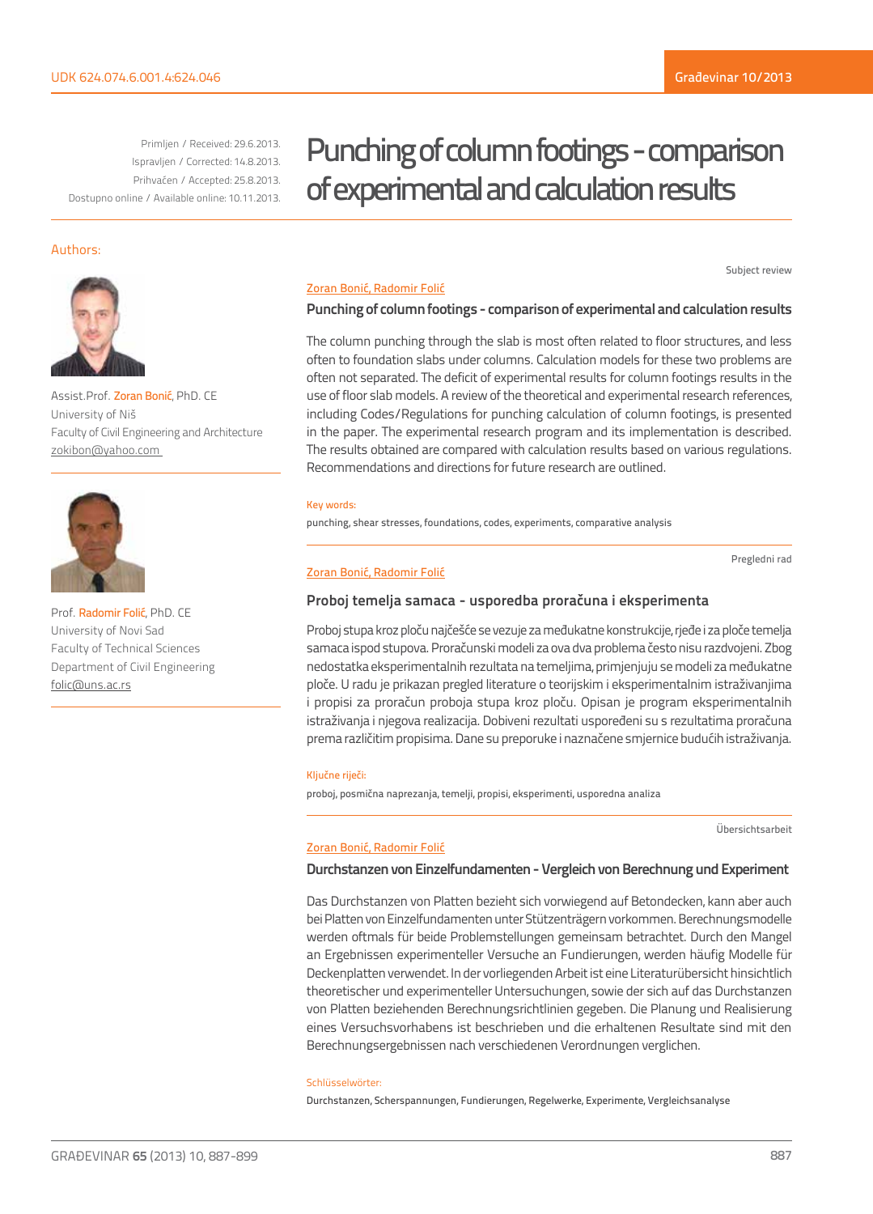UDK 624.074.6.001.4:624.046

Primljen / Received: 29.6.2013.
Ispravljen / Corrected: 14.8.2013.
Prihvaćen / Accepted: 25.8.2013.
Dostupno online / Available online: 10.11.2013.

# Punching of column footings - comparison of experimental and calculation results

Authors:

Assist.Prof. Zoran Bonić, PhD. CE
University of Niš
Faculty of Civil Engineering and Architecture
zokibon@yahoo.com

Prof. Radomir Folić, PhD. CE
University of Novi Sad
Faculty of Technical Sciences
Department of Civil Engineering
folic@uns.ac.rs

Subject review

Zoran Bonić, Radomir Folić

**Punching of column footings - comparison of experimental and calculation results**

The column punching through the slab is most often related to floor structures, and less often to foundation slabs under columns. Calculation models for these two problems are often not separated. The deficit of experimental results for column footings results in the use of floor slab models. A review of the theoretical and experimental research references, including Codes/Regulations for punching calculation of column footings, is presented in the paper. The experimental research program and its implementation is described. The results obtained are compared with calculation results based on various regulations. Recommendations and directions for future research are outlined.

Key words:

punching, shear stresses, foundations, codes, experiments, comparative analysis

Pregledni rad

Zoran Bonić, Radomir Folić

**Proboj temelja samaca - usporedba proračuna i eksperimenta**

Proboj stupa kroz ploču najčešće se vezuje za međukatne konstrukcije, rjeđe i za ploče temelja samaca ispod stupova. Proračunski modeli za ova dva problema često nisu razdvojeni. Zbog nedostatka eksperimentalnih rezultata na temeljima, primjenjuju se modeli za međukatne ploče. U radu je prikazan pregled literature o teorijskim i eksperimentalnim istraživanjima i propisi za proračun proboja stupa kroz ploču. Opisan je program eksperimentalnih istraživanja i njegova realizacija. Dobiveni rezultati uspoređeni su s rezultatima proračuna prema različitim propisima. Dane su preporuke i naznačene smjernice budućih istraživanja.

Ključne riječi:

proboj, posmična naprezanja, temelji, propisi, eksperimenti, usporedna analiza

Übersichtsarbeit

Zoran Bonić, Radomir Folić

**Durchstanzen von Einzelfundamenten - Vergleich von Berechnung und Experiment**

Das Durchstanzen von Platten bezieht sich vorwiegend auf Betondecken, kann aber auch bei Platten von Einzelfundamenten unter Stützenträgern vorkommen. Berechnungsmodelle werden oftmals für beide Problemstellungen gemeinsam betrachtet. Durch den Mangel an Ergebnissen experimenteller Versuche an Fundierungen, werden häufig Modelle für Deckenplatten verwendet. In der vorliegenden Arbeit ist eine Literaturübersicht hinsichtlich theoretischer und experimenteller Untersuchungen, sowie der sich auf das Durchstanzen von Platten beziehenden Berechnungsrichtlinien gegeben. Die Planung und Realisierung eines Versuchsvorhabens ist beschrieben und die erhaltenen Resultate sind mit den Berechnungsergebnissen nach verschiedenen Verordnungen verglichen.

Schlüsselwörter:

Durchstanzen, Scherspannungen, Fundierungen, Regelwerke, Experimente, Vergleichsanalyse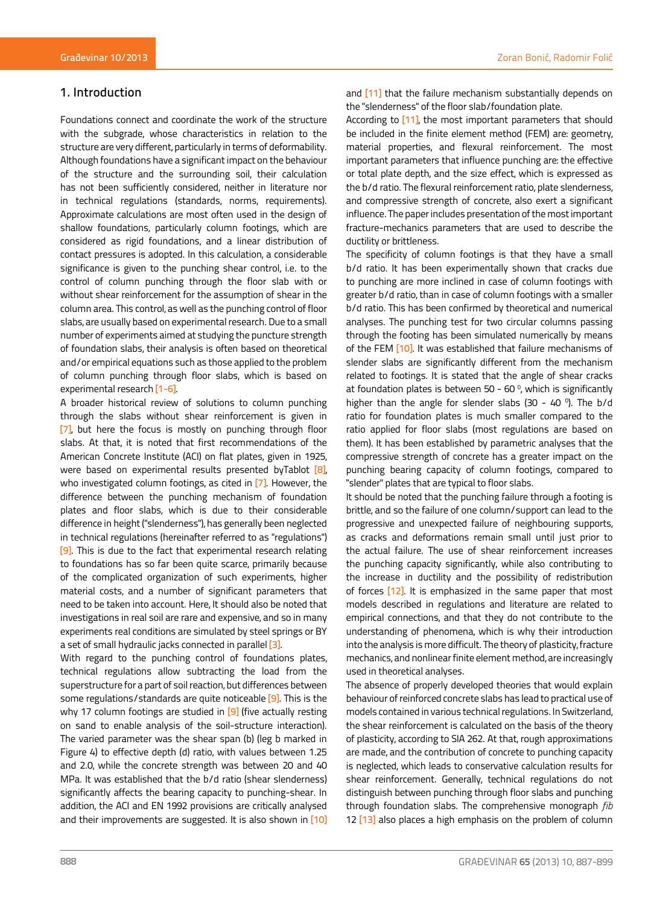## 1. Introduction

Foundations connect and coordinate the work of the structure with the subgrade, whose characteristics in relation to the structure are very different, particularly in terms of deformability. Although foundations have a significant impact on the behaviour of the structure and the surrounding soil, their calculation has not been sufficiently considered, neither in literature nor in technical regulations (standards, norms, requirements). Approximate calculations are most often used in the design of shallow foundations, particularly column footings, which are considered as rigid foundations, and a linear distribution of contact pressures is adopted. In this calculation, a considerable significance is given to the punching shear control, i.e. to the control of column punching through the floor slab with or without shear reinforcement for the assumption of shear in the column area. This control, as well as the punching control of floor slabs, are usually based on experimental research. Due to a small number of experiments aimed at studying the puncture strength of foundation slabs, their analysis is often based on theoretical and/or empirical equations such as those applied to the problem of column punching through floor slabs, which is based on experimental research [1-6].

A broader historical review of solutions to column punching through the slabs without shear reinforcement is given in [7], but here the focus is mostly on punching through floor slabs. At that, it is noted that first recommendations of the American Concrete Institute (ACI) on flat plates, given in 1925, were based on experimental results presented byTablot [8], who investigated column footings, as cited in [7]. However, the difference between the punching mechanism of foundation plates and floor slabs, which is due to their considerable difference in height ("slenderness"), has generally been neglected in technical regulations (hereinafter referred to as "regulations") [9]. This is due to the fact that experimental research relating to foundations has so far been quite scarce, primarily because of the complicated organization of such experiments, higher material costs, and a number of significant parameters that need to be taken into account. Here, It should also be noted that investigations in real soil are rare and expensive, and so in many experiments real conditions are simulated by steel springs or BY a set of small hydraulic jacks connected in parallel [3].

With regard to the punching control of foundations plates, technical regulations allow subtracting the load from the superstructure for a part of soil reaction, but differences between some regulations/standards are quite noticeable [9]. This is the why 17 column footings are studied in [9] (five actually resting on sand to enable analysis of the soil-structure interaction). The varied parameter was the shear span (b) (leg b marked in Figure 4) to effective depth (d) ratio, with values between 1.25 and 2.0, while the concrete strength was between 20 and 40 MPa. It was established that the b/d ratio (shear slenderness) significantly affects the bearing capacity to punching-shear. In addition, the ACI and EN 1992 provisions are critically analysed and their improvements are suggested. It is also shown in [10] and [11] that the failure mechanism substantially depends on the "slenderness" of the floor slab/foundation plate.

According to [11], the most important parameters that should be included in the finite element method (FEM) are: geometry, material properties, and flexural reinforcement. The most important parameters that influence punching are: the effective or total plate depth, and the size effect, which is expressed as the b/d ratio. The flexural reinforcement ratio, plate slenderness, and compressive strength of concrete, also exert a significant influence. The paper includes presentation of the most important fracture-mechanics parameters that are used to describe the ductility or brittleness.

The specificity of column footings is that they have a small b/d ratio. It has been experimentally shown that cracks due to punching are more inclined in case of column footings with greater b/d ratio, than in case of column footings with a smaller b/d ratio. This has been confirmed by theoretical and numerical analyses. The punching test for two circular columns passing through the footing has been simulated numerically by means of the FEM [10]. It was established that failure mechanisms of slender slabs are significantly different from the mechanism related to footings. It is stated that the angle of shear cracks at foundation plates is between 50 - 60 $^0$, which is significantly higher than the angle for slender slabs (30 - 40 $^0$). The b/d ratio for foundation plates is much smaller compared to the ratio applied for floor slabs (most regulations are based on them). It has been established by parametric analyses that the compressive strength of concrete has a greater impact on the punching bearing capacity of column footings, compared to "slender" plates that are typical to floor slabs.

It should be noted that the punching failure through a footing is brittle, and so the failure of one column/support can lead to the progressive and unexpected failure of neighbouring supports, as cracks and deformations remain small until just prior to the actual failure. The use of shear reinforcement increases the punching capacity significantly, while also contributing to the increase in ductility and the possibility of redistribution of forces [12]. It is emphasized in the same paper that most models described in regulations and literature are related to empirical connections, and that they do not contribute to the understanding of phenomena, which is why their introduction into the analysis is more difficult. The theory of plasticity, fracture mechanics, and nonlinear finite element method, are increasingly used in theoretical analyses.

The absence of properly developed theories that would explain behaviour of reinforced concrete slabs has lead to practical use of models contained in various technical regulations. In Switzerland, the shear reinforcement is calculated on the basis of the theory of plasticity, according to SIA 262. At that, rough approximations are made, and the contribution of concrete to punching capacity is neglected, which leads to conservative calculation results for shear reinforcement. Generally, technical regulations do not distinguish between punching through floor slabs and punching through foundation slabs. The comprehensive monograph *fib* 12 [13] also places a high emphasis on the problem of column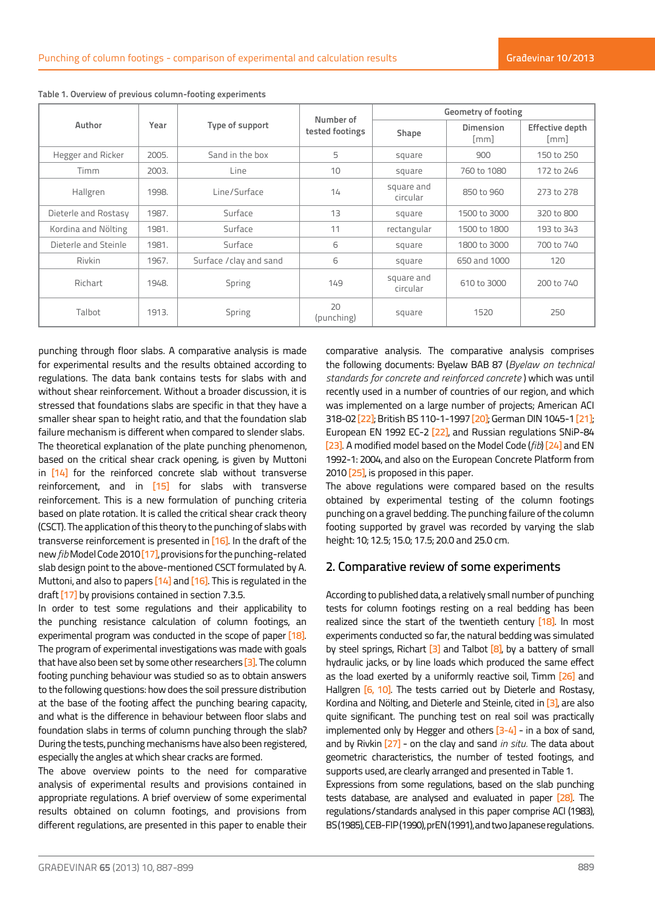Table 1. Overview of previous column-footing experiments

| Author | Year | Type of support | Number of tested footings | Geometry of footing | | |
|---|---|---|---|---|---|---|
| | | | | Shape | Dimension [mm] | Effective depth [mm] |
| Hegger and Ricker | 2005. | Sand in the box | 5 | square | 900 | 150 to 250 |
| Timm | 2003. | Line | 10 | square | 760 to 1080 | 172 to 246 |
| Hallgren | 1998. | Line/Surface | 14 | square and circular | 850 to 960 | 273 to 278 |
| Dieterle and Rostasy | 1987. | Surface | 13 | square | 1500 to 3000 | 320 to 800 |
| Kordina and Nölting | 1981. | Surface | 11 | rectangular | 1500 to 1800 | 193 to 343 |
| Dieterle and Steinle | 1981. | Surface | 6 | square | 1800 to 3000 | 700 to 740 |
| Rivkin | 1967. | Surface /clay and sand | 6 | square | 650 and 1000 | 120 |
| Richart | 1948. | Spring | 149 | square and circular | 610 to 3000 | 200 to 740 |
| Talbot | 1913. | Spring | 20 (punching) | square | 1520 | 250 |

punching through floor slabs. A comparative analysis is made for experimental results and the results obtained according to regulations. The data bank contains tests for slabs with and without shear reinforcement. Without a broader discussion, it is stressed that foundations slabs are specific in that they have a smaller shear span to height ratio, and that the foundation slab failure mechanism is different when compared to slender slabs.

The theoretical explanation of the plate punching phenomenon, based on the critical shear crack opening, is given by Muttoni in [14] for the reinforced concrete slab without transverse reinforcement, and in [15] for slabs with transverse reinforcement. This is a new formulation of punching criteria based on plate rotation. It is called the critical shear crack theory (CSCT). The application of this theory to the punching of slabs with transverse reinforcement is presented in [16]. In the draft of the new *fib* Model Code 2010 [17], provisions for the punching-related slab design point to the above-mentioned CSCT formulated by A. Muttoni, and also to papers [14] and [16]. This is regulated in the draft [17] by provisions contained in section 7.3.5.

In order to test some regulations and their applicability to the punching resistance calculation of column footings, an experimental program was conducted in the scope of paper [18]. The program of experimental investigations was made with goals that have also been set by some other researchers [3]. The column footing punching behaviour was studied so as to obtain answers to the following questions: how does the soil pressure distribution at the base of the footing affect the punching bearing capacity, and what is the difference in behaviour between floor slabs and foundation slabs in terms of column punching through the slab? During the tests, punching mechanisms have also been registered, especially the angles at which shear cracks are formed.

The above overview points to the need for comparative analysis of experimental results and provisions contained in appropriate regulations. A brief overview of some experimental results obtained on column footings, and provisions from different regulations, are presented in this paper to enable their comparative analysis. The comparative analysis comprises the following documents: Byelaw BAB 87 (*Byelaw on technical standards for concrete and reinforced concrete* ) which was until recently used in a number of countries of our region, and which was implemented on a large number of projects; American ACI 318-02 [22]; British BS 110-1-1997 [20]; German DIN 1045-1 [21]; European EN 1992 EC-2 [22], and Russian regulations SNiP-84 [23]. A modified model based on the Model Code (*fib*) [24] and EN 1992-1: 2004, and also on the European Concrete Platform from 2010 [25], is proposed in this paper.

The above regulations were compared based on the results obtained by experimental testing of the column footings punching on a gravel bedding. The punching failure of the column footing supported by gravel was recorded by varying the slab height: 10; 12.5; 15.0; 17.5; 20.0 and 25.0 cm.

## 2. Comparative review of some experiments

According to published data, a relatively small number of punching tests for column footings resting on a real bedding has been realized since the start of the twentieth century [18]. In most experiments conducted so far, the natural bedding was simulated by steel springs, Richart [3] and Talbot [8], by a battery of small hydraulic jacks, or by line loads which produced the same effect as the load exerted by a uniformly reactive soil, Timm [26] and Hallgren [6, 10]. The tests carried out by Dieterle and Rostasy, Kordina and Nölting, and Dieterle and Steinle, cited in [3], are also quite significant. The punching test on real soil was practically implemented only by Hegger and others [3-4] - in a box of sand, and by Rivkin [27] - on the clay and sand *in situ.* The data about geometric characteristics, the number of tested footings, and supports used, are clearly arranged and presented in Table 1.

Expressions from some regulations, based on the slab punching tests database, are analysed and evaluated in paper [28]. The regulations/standards analysed in this paper comprise ACI (1983), BS (1985), CEB-FIP (1990), prEN (1991), and two Japanese regulations.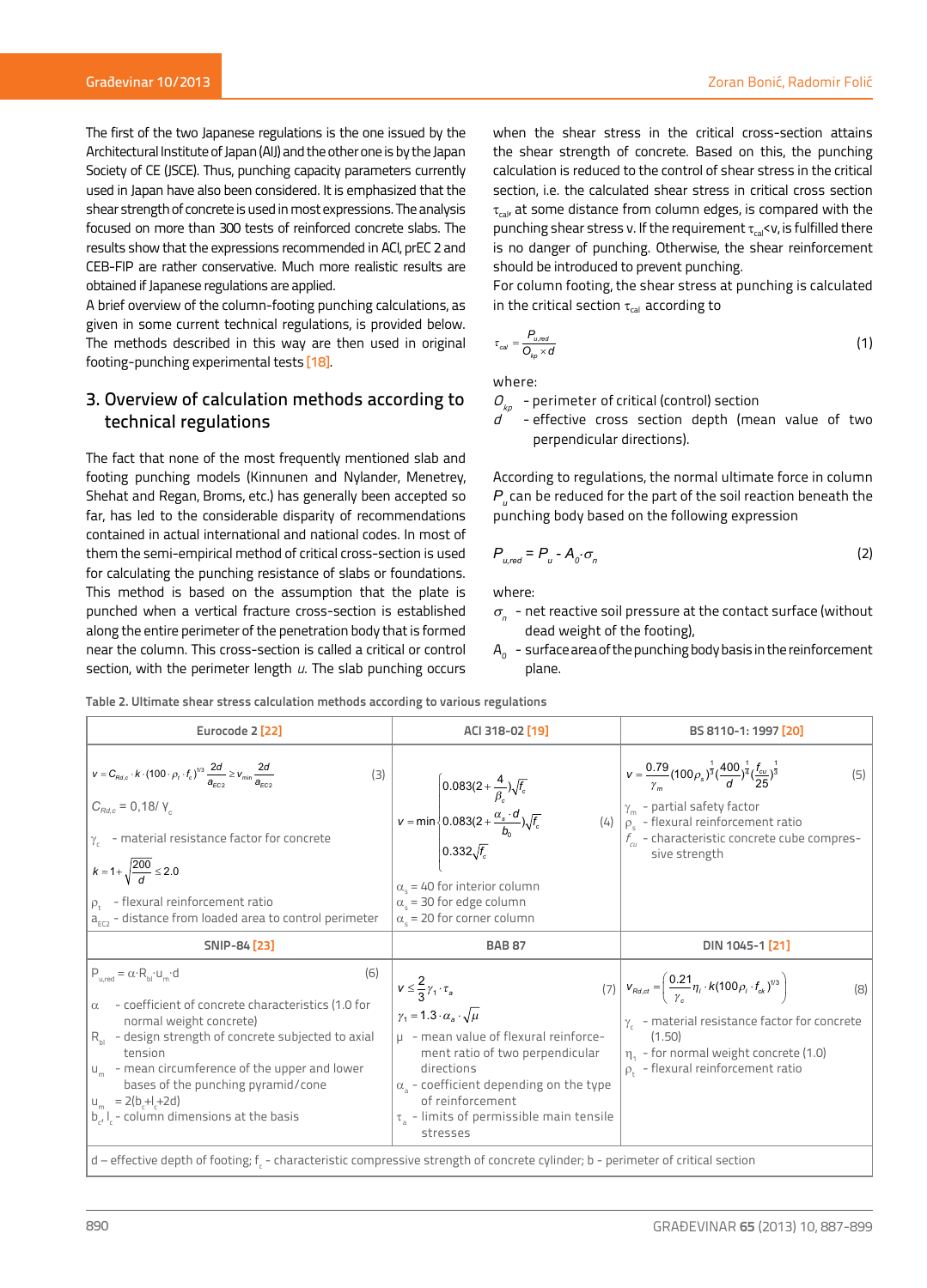The first of the two Japanese regulations is the one issued by the Architectural Institute of Japan (AIJ) and the other one is by the Japan Society of CE (JSCE). Thus, punching capacity parameters currently used in Japan have also been considered. It is emphasized that the shear strength of concrete is used in most expressions. The analysis focused on more than 300 tests of reinforced concrete slabs. The results show that the expressions recommended in ACI, prEC 2 and CEB-FIP are rather conservative. Much more realistic results are obtained if Japanese regulations are applied.

A brief overview of the column-footing punching calculations, as given in some current technical regulations, is provided below. The methods described in this way are then used in original footing-punching experimental tests [18].

## 3. Overview of calculation methods according to technical regulations

The fact that none of the most frequently mentioned slab and footing punching models (Kinnunen and Nylander, Menetrey, Shehat and Regan, Broms, etc.) has generally been accepted so far, has led to the considerable disparity of recommendations contained in actual international and national codes. In most of them the semi-empirical method of critical cross-section is used for calculating the punching resistance of slabs or foundations. This method is based on the assumption that the plate is punched when a vertical fracture cross-section is established along the entire perimeter of the penetration body that is formed near the column. This cross-section is called a critical or control section, with the perimeter length $u$. The slab punching occurs when the shear stress in the critical cross-section attains the shear strength of concrete. Based on this, the punching calculation is reduced to the control of shear stress in the critical section, i.e. the calculated shear stress in critical cross section $\tau_{cal}$, at some distance from column edges, is compared with the punching shear stress v. If the requirement $\tau_{cal}<v$, is fulfilled there is no danger of punching. Otherwise, the shear reinforcement should be introduced to prevent punching.

For column footing, the shear stress at punching is calculated in the critical section $\tau_{cal}$ according to

$$\tau_{cal} = \frac{P_{u,red}}{O_{kp} \times d} \tag{1}$$

where:

- $O_{kp}$ - perimeter of critical (control) section
- $d$ - effective cross section depth (mean value of two perpendicular directions).

According to regulations, the normal ultimate force in column $P_u$ can be reduced for the part of the soil reaction beneath the punching body based on the following expression

$$P_{u,red} = P_u - A_0 \cdot \sigma_n \tag{2}$$

where:

- $\sigma_n$ - net reactive soil pressure at the contact surface (without dead weight of the footing),
- $A_0$ - surface area of the punching body basis in the reinforcement plane.

**Table 2. Ultimate shear stress calculation methods according to various regulations**

| Eurocode 2 [22] | ACI 318-02 [19] | BS 8110-1: 1997 [20] |
|---|---|---|
| $v = C_{Rd,c} \cdot k \cdot (100 \cdot \rho_l \cdot f_c)^{1/3} \cdot \frac{2d}{a_{EC2}} \geq v_{min} \frac{2d}{a_{EC2}}$ (3)<br>$C_{Rd,c} = 0{,}18/\gamma_c$<br>$\gamma_c$ - material resistance factor for concrete<br>$k = 1 + \sqrt{\frac{200}{d}} \leq 2.0$<br>$\rho_l$ - flexural reinforcement ratio<br>$a_{EC2}$ - distance from loaded area to control perimeter | $v = \min \begin{cases} 0.083(2 + \frac{4}{\beta_c})\sqrt{f_c} \\ 0.083(2 + \frac{\alpha_s \cdot d}{b_0})\sqrt{f_c} \\ 0.332\sqrt{f_c} \end{cases}$ (4)<br>$\alpha_s$ = 40 for interior column<br>$\alpha_s$ = 30 for edge column<br>$\alpha_s$ = 20 for corner column | $v = \frac{0.79}{\gamma_m}(100\rho_s)^{\frac{1}{3}}(\frac{400}{d})^{\frac{1}{4}}(\frac{f_{cu}}{25})^{\frac{1}{3}}$ (5)<br>$\gamma_m$ - partial safety factor<br>$\rho_s$ - flexural reinforcement ratio<br>$f_{cu}$ - characteristic concrete cube compressive strength |
| **SNIP-84 [23]** | **BAB 87** | **DIN 1045-1 [21]** |
| $P_{u,red} = \alpha \cdot R_{bl} \cdot u_m \cdot d$ (6)<br>$\alpha$ - coefficient of concrete characteristics (1.0 for normal weight concrete)<br>$R_{bl}$ - design strength of concrete subjected to axial tension<br>$u_m$ - mean circumference of the upper and lower bases of the punching pyramid/cone<br>$u_m = 2(b_c + l_c + 2d)$<br>$b_c$, $l_c$ - column dimensions at the basis | $v \leq \frac{2}{3}\gamma_1 \cdot \tau_a$ (7)<br>$\gamma_1 = 1.3 \cdot \alpha_a \cdot \sqrt{\mu}$<br>$\mu$ - mean value of flexural reinforcement ratio of two perpendicular directions<br>$\alpha_a$ - coefficient depending on the type of reinforcement<br>$\tau_a$ - limits of permissible main tensile stresses | $v_{Rd,ct} = \left(\frac{0.21}{\gamma_c}\eta_1 \cdot k(100\rho_l \cdot f_{ck})^{1/3}\right)$ (8)<br>$\gamma_c$ - material resistance factor for concrete (1.50)<br>$\eta_1$ - for normal weight concrete (1.0)<br>$\rho_l$ - flexural reinforcement ratio |
| d – effective depth of footing; $f_c$ - characteristic compressive strength of concrete cylinder; b - perimeter of critical section | | |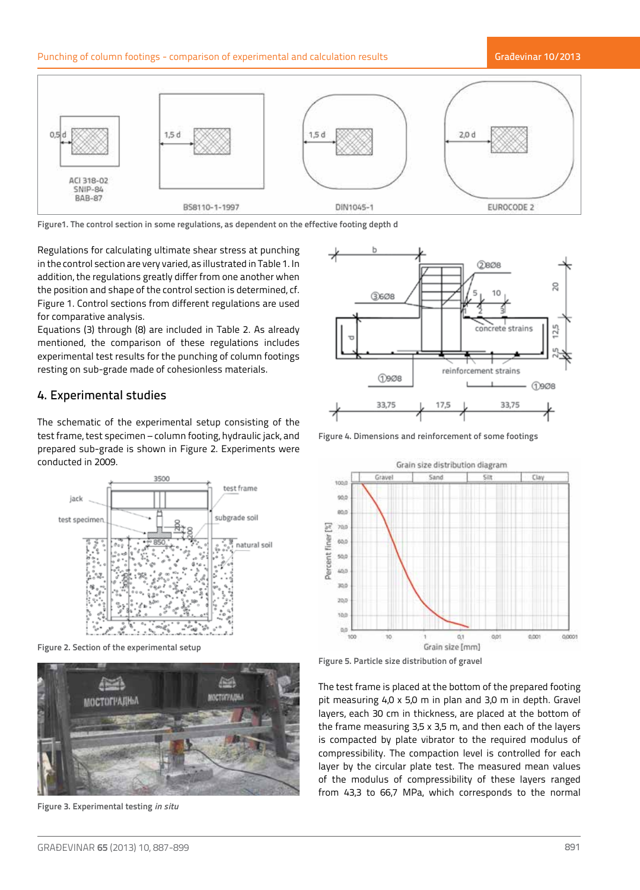Figure1. The control section in some regulations, as dependent on the effective footing depth d

Regulations for calculating ultimate shear stress at punching in the control section are very varied, as illustrated in Table 1. In addition, the regulations greatly differ from one another when the position and shape of the control section is determined, cf. Figure 1. Control sections from different regulations are used for comparative analysis.

Equations (3) through (8) are included in Table 2. As already mentioned, the comparison of these regulations includes experimental test results for the punching of column footings resting on sub-grade made of cohesionless materials.

## 4. Experimental studies

The schematic of the experimental setup consisting of the test frame, test specimen – column footing, hydraulic jack, and prepared sub-grade is shown in Figure 2. Experiments were conducted in 2009.

Figure 2. Section of the experimental setup

Figure 3. Experimental testing *in situ*

Figure 4. Dimensions and reinforcement of some footings

Figure 5. Particle size distribution of gravel

The test frame is placed at the bottom of the prepared footing pit measuring 4,0 x 5,0 m in plan and 3,0 m in depth. Gravel layers, each 30 cm in thickness, are placed at the bottom of the frame measuring 3,5 x 3,5 m, and then each of the layers is compacted by plate vibrator to the required modulus of compressibility. The compaction level is controlled for each layer by the circular plate test. The measured mean values of the modulus of compressibility of these layers ranged from 43,3 to 66,7 MPa, which corresponds to the normal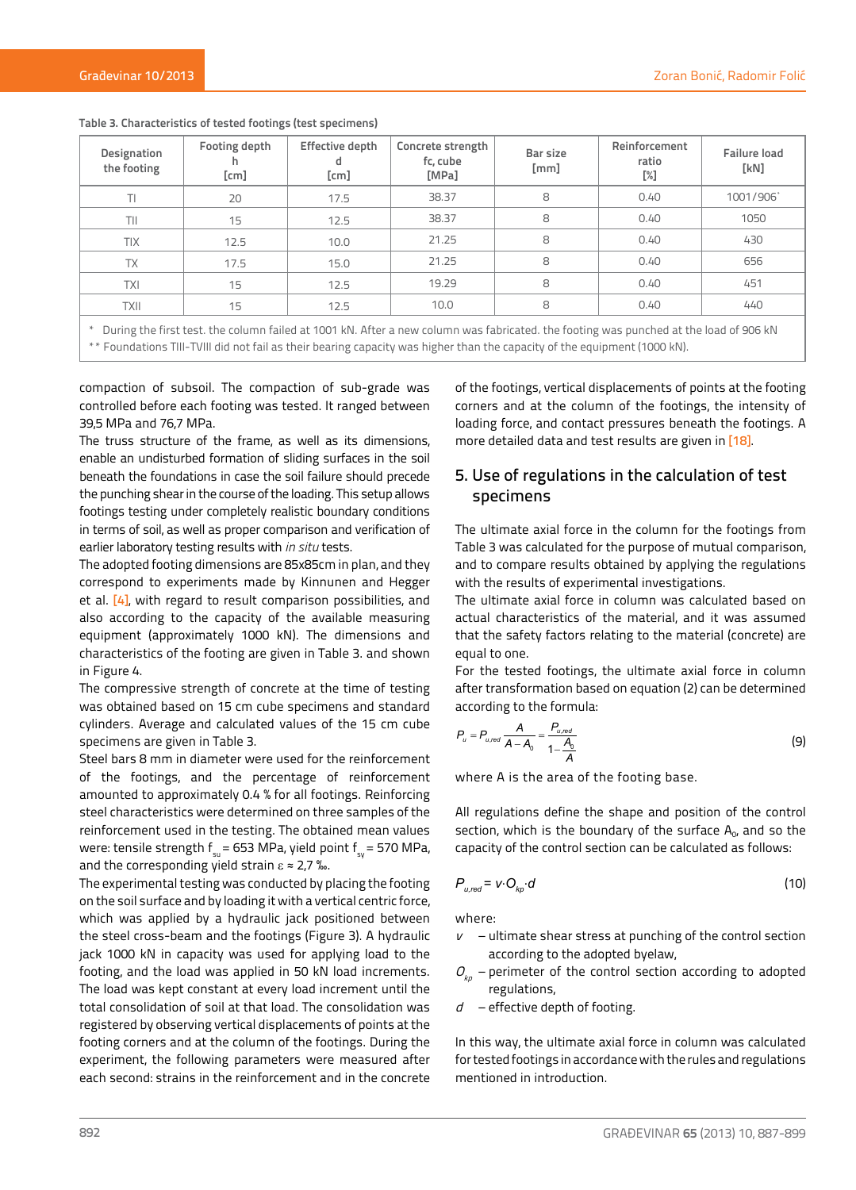Table 3. Characteristics of tested footings (test specimens)

| Designation the footing | Footing depth h [cm] | Effective depth d [cm] | Concrete strength fc, cube [MPa] | Bar size [mm] | Reinforcement ratio [%] | Failure load [kN] |
|---|---|---|---|---|---|---|
| TI | 20 | 17.5 | 38.37 | 8 | 0.40 | 1001/906* |
| TII | 15 | 12.5 | 38.37 | 8 | 0.40 | 1050 |
| TIX | 12.5 | 10.0 | 21.25 | 8 | 0.40 | 430 |
| TX | 17.5 | 15.0 | 21.25 | 8 | 0.40 | 656 |
| TXI | 15 | 12.5 | 19.29 | 8 | 0.40 | 451 |
| TXII | 15 | 12.5 | 10.0 | 8 | 0.40 | 440 |

\* During the first test. the column failed at 1001 kN. After a new column was fabricated. the footing was punched at the load of 906 kN

\*\* Foundations TIII-TVIII did not fail as their bearing capacity was higher than the capacity of the equipment (1000 kN).

compaction of subsoil. The compaction of sub-grade was controlled before each footing was tested. It ranged between 39,5 MPa and 76,7 MPa.

The truss structure of the frame, as well as its dimensions, enable an undisturbed formation of sliding surfaces in the soil beneath the foundations in case the soil failure should precede the punching shear in the course of the loading. This setup allows footings testing under completely realistic boundary conditions in terms of soil, as well as proper comparison and verification of earlier laboratory testing results with *in situ* tests.

The adopted footing dimensions are 85x85cm in plan, and they correspond to experiments made by Kinnunen and Hegger et al. [4], with regard to result comparison possibilities, and also according to the capacity of the available measuring equipment (approximately 1000 kN). The dimensions and characteristics of the footing are given in Table 3. and shown in Figure 4.

The compressive strength of concrete at the time of testing was obtained based on 15 cm cube specimens and standard cylinders. Average and calculated values of the 15 cm cube specimens are given in Table 3.

Steel bars 8 mm in diameter were used for the reinforcement of the footings, and the percentage of reinforcement amounted to approximately 0.4 % for all footings. Reinforcing steel characteristics were determined on three samples of the reinforcement used in the testing. The obtained mean values were: tensile strength $f_{su}$ = 653 MPa, yield point $f_{sy}$ = 570 MPa, and the corresponding yield strain $\varepsilon$ ≈ 2,7 ‰.

The experimental testing was conducted by placing the footing on the soil surface and by loading it with a vertical centric force, which was applied by a hydraulic jack positioned between the steel cross-beam and the footings (Figure 3). A hydraulic jack 1000 kN in capacity was used for applying load to the footing, and the load was applied in 50 kN load increments. The load was kept constant at every load increment until the total consolidation of soil at that load. The consolidation was registered by observing vertical displacements of points at the footing corners and at the column of the footings. During the experiment, the following parameters were measured after each second: strains in the reinforcement and in the concrete of the footings, vertical displacements of points at the footing corners and at the column of the footings, the intensity of loading force, and contact pressures beneath the footings. A more detailed data and test results are given in [18].

## 5. Use of regulations in the calculation of test specimens

The ultimate axial force in the column for the footings from Table 3 was calculated for the purpose of mutual comparison, and to compare results obtained by applying the regulations with the results of experimental investigations.

The ultimate axial force in column was calculated based on actual characteristics of the material, and it was assumed that the safety factors relating to the material (concrete) are equal to one.

For the tested footings, the ultimate axial force in column after transformation based on equation (2) can be determined according to the formula:

$$P_u = P_{u,red} \frac{A}{A - A_0} = \frac{P_{u,red}}{1 - \frac{A_0}{A}} \tag{9}$$

where A is the area of the footing base.

All regulations define the shape and position of the control section, which is the boundary of the surface $A_0$, and so the capacity of the control section can be calculated as follows:

$$P_{u,red} = v \cdot O_{kp} \cdot d \tag{10}$$

where:

- $v$ – ultimate shear stress at punching of the control section according to the adopted byelaw,
- $O_{kp}$ – perimeter of the control section according to adopted regulations,
- $d$ – effective depth of footing.

In this way, the ultimate axial force in column was calculated for tested footings in accordance with the rules and regulations mentioned in introduction.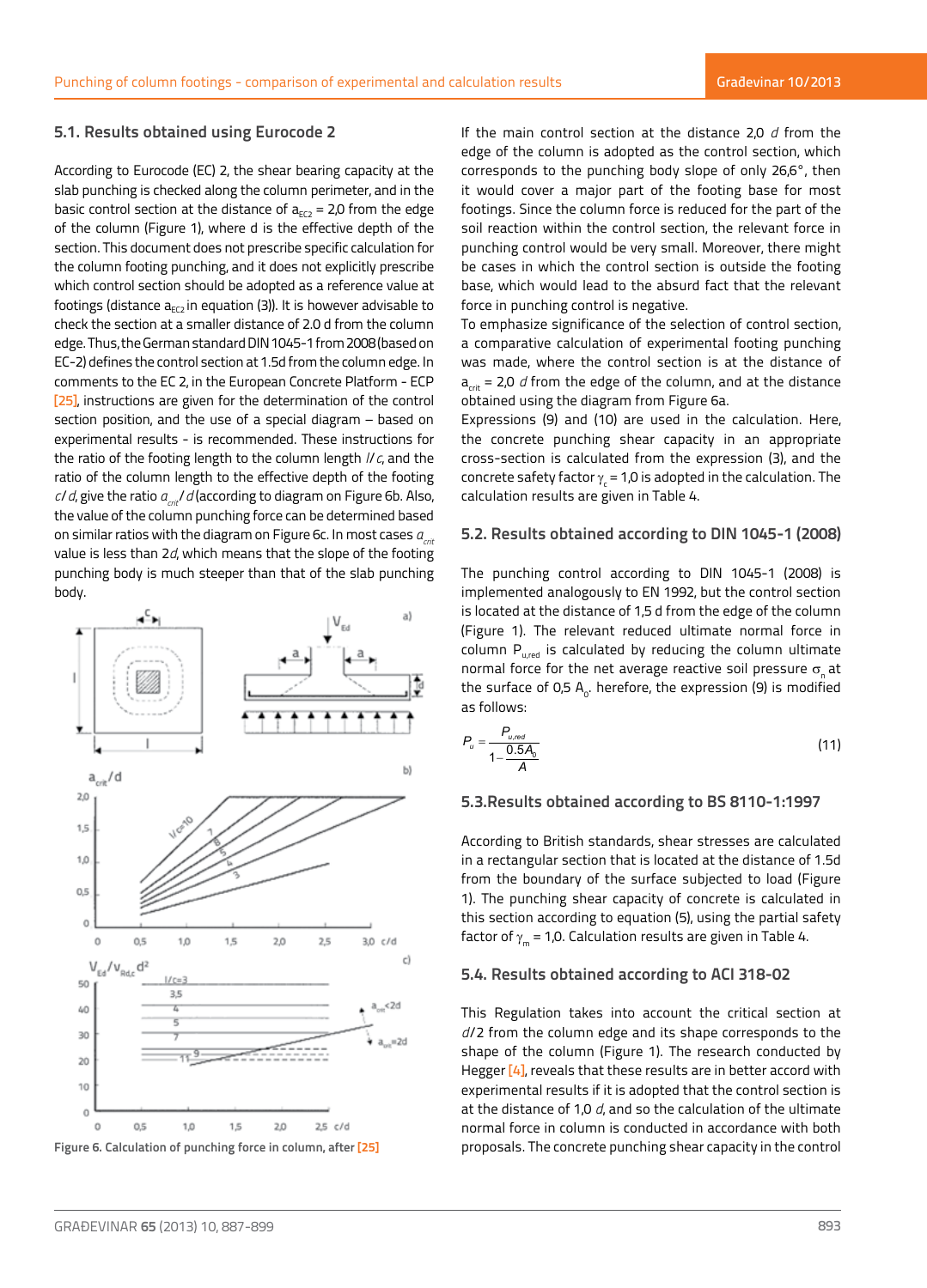### 5.1. Results obtained using Eurocode 2

According to Eurocode (EC) 2, the shear bearing capacity at the slab punching is checked along the column perimeter, and in the basic control section at the distance of $a_{EC2}$ = 2,0 from the edge of the column (Figure 1), where d is the effective depth of the section. This document does not prescribe specific calculation for the column footing punching, and it does not explicitly prescribe which control section should be adopted as a reference value at footings (distance $a_{EC2}$ in equation (3)). It is however advisable to check the section at a smaller distance of 2.0 d from the column edge. Thus, the German standard DIN 1045-1 from 2008 (based on EC-2) defines the control section at 1.5d from the column edge. In comments to the EC 2, in the European Concrete Platform - ECP [25], instructions are given for the determination of the control section position, and the use of a special diagram – based on experimental results - is recommended. These instructions for the ratio of the footing length to the column length *l*/*c*, and the ratio of the column length to the effective depth of the footing *c*/*d*, give the ratio $a_{crit}/d$ (according to diagram on Figure 6b. Also, the value of the column punching force can be determined based on similar ratios with the diagram on Figure 6c. In most cases $a_{crit}$ value is less than 2*d*, which means that the slope of the footing punching body is much steeper than that of the slab punching body.

Figure 6. Calculation of punching force in column, after [25]

If the main control section at the distance 2,0 *d* from the edge of the column is adopted as the control section, which corresponds to the punching body slope of only 26,6°, then it would cover a major part of the footing base for most footings. Since the column force is reduced for the part of the soil reaction within the control section, the relevant force in punching control would be very small. Moreover, there might be cases in which the control section is outside the footing base, which would lead to the absurd fact that the relevant force in punching control is negative.

To emphasize significance of the selection of control section, a comparative calculation of experimental footing punching was made, where the control section is at the distance of $a_{crit}$ = 2,0 *d* from the edge of the column, and at the distance obtained using the diagram from Figure 6a.

Expressions (9) and (10) are used in the calculation. Here, the concrete punching shear capacity in an appropriate cross-section is calculated from the expression (3), and the concrete safety factor $\gamma_c$ = 1,0 is adopted in the calculation. The calculation results are given in Table 4.

### 5.2. Results obtained according to DIN 1045-1 (2008)

The punching control according to DIN 1045-1 (2008) is implemented analogously to EN 1992, but the control section is located at the distance of 1,5 d from the edge of the column (Figure 1). The relevant reduced ultimate normal force in column $P_{u,red}$ is calculated by reducing the column ultimate normal force for the net average reactive soil pressure $\sigma_n$ at the surface of 0,5 $A_0$. herefore, the expression (9) is modified as follows:

$$P_u = \frac{P_{u,red}}{1 - \frac{0.5A_0}{A}} \tag{11}$$

### 5.3.Results obtained according to BS 8110-1:1997

According to British standards, shear stresses are calculated in a rectangular section that is located at the distance of 1.5d from the boundary of the surface subjected to load (Figure 1). The punching shear capacity of concrete is calculated in this section according to equation (5), using the partial safety factor of $\gamma_m$ = 1,0. Calculation results are given in Table 4.

### 5.4. Results obtained according to ACI 318-02

This Regulation takes into account the critical section at *d*/2 from the column edge and its shape corresponds to the shape of the column (Figure 1). The research conducted by Hegger [4], reveals that these results are in better accord with experimental results if it is adopted that the control section is at the distance of 1,0 *d*, and so the calculation of the ultimate normal force in column is conducted in accordance with both proposals. The concrete punching shear capacity in the control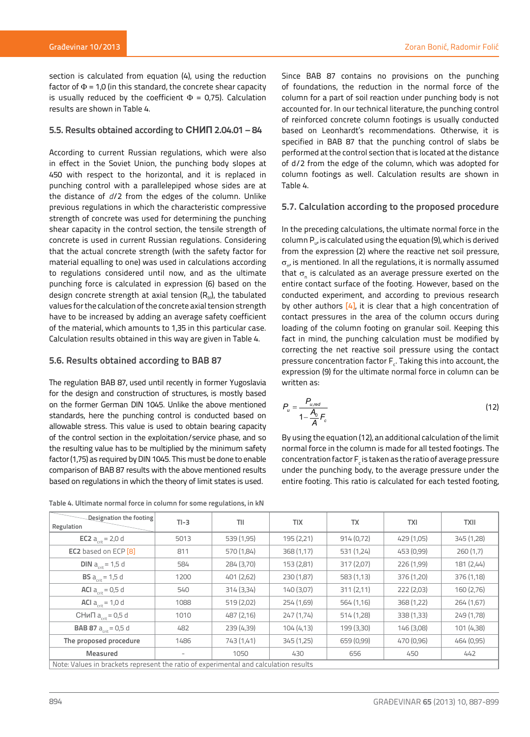section is calculated from equation (4), using the reduction factor of Φ = 1,0 (in this standard, the concrete shear capacity is usually reduced by the coefficient Φ = 0,75). Calculation results are shown in Table 4.

### 5.5. Results obtained according to СНИП 2.04.01 – 84

According to current Russian regulations, which were also in effect in the Soviet Union, the punching body slopes at 450 with respect to the horizontal, and it is replaced in punching control with a parallelepiped whose sides are at the distance of *d*/2 from the edges of the column. Unlike previous regulations in which the characteristic compressive strength of concrete was used for determining the punching shear capacity in the control section, the tensile strength of concrete is used in current Russian regulations. Considering that the actual concrete strength (with the safety factor for material equalling to one) was used in calculations according to regulations considered until now, and as the ultimate punching force is calculated in expression (6) based on the design concrete strength at axial tension ($R_{bt}$), the tabulated values for the calculation of the concrete axial tension strength have to be increased by adding an average safety coefficient of the material, which amounts to 1,35 in this particular case. Calculation results obtained in this way are given in Table 4.

### 5.6. Results obtained according to BAB 87

The regulation BAB 87, used until recently in former Yugoslavia for the design and construction of structures, is mostly based on the former German DIN 1045. Unlike the above mentioned standards, here the punching control is conducted based on allowable stress. This value is used to obtain bearing capacity of the control section in the exploitation/service phase, and so the resulting value has to be multiplied by the minimum safety factor (1,75) as required by DIN 1045. This must be done to enable comparison of BAB 87 results with the above mentioned results based on regulations in which the theory of limit states is used.

Since BAB 87 contains no provisions on the punching of foundations, the reduction in the normal force in the column for a part of soil reaction under punching body is not accounted for. In our technical literature, the punching control of reinforced concrete column footings is usually conducted based on Leonhardt's recommendations. Otherwise, it is specified in BAB 87 that the punching control of slabs be performed at the control section that is located at the distance of d/2 from the edge of the column, which was adopted for column footings as well. Calculation results are shown in Table 4.

### 5.7. Calculation according to the proposed procedure

In the preceding calculations, the ultimate normal force in the column $P_u$, is calculated using the equation (9), which is derived from the expression (2) where the reactive net soil pressure, $\sigma_n$, is mentioned. In all the regulations, it is normally assumed that $\sigma_n$ is calculated as an average pressure exerted on the entire contact surface of the footing. However, based on the conducted experiment, and according to previous research by other authors [4], it is clear that a high concentration of contact pressures in the area of the column occurs during loading of the column footing on granular soil. Keeping this fact in mind, the punching calculation must be modified by correcting the net reactive soil pressure using the contact pressure concentration factor $F_c$. Taking this into account, the expression (9) for the ultimate normal force in column can be written as:

$$P_u = \frac{P_{u,red}}{1 - \frac{A_0}{A} F_c} \tag{12}$$

By using the equation (12), an additional calculation of the limit normal force in the column is made for all tested footings. The concentration factor $F_c$ is taken as the ratio of average pressure under the punching body, to the average pressure under the entire footing. This ratio is calculated for each tested footing,

Table 4. Ultimate normal force in column for some regulations, in kN

| Regulation \ Designation the footing | TI-3 | TII | TIX | TX | TXI | TXII |
|---|---|---|---|---|---|---|
| **EC2** $a_{crit}$ = 2,0 d | 5013 | 539 (1,95) | 195 (2,21) | 914 (0,72) | 429 (1,05) | 345 (1,28) |
| **EC2** based on ECP [8] | 811 | 570 (1,84) | 368 (1,17) | 531 (1,24) | 453 (0,99) | 260 (1,7) |
| **DIN** $a_{crit}$ = 1,5 d | 584 | 284 (3,70) | 153 (2,81) | 317 (2,07) | 226 (1,99) | 181 (2,44) |
| **BS** $a_{crit}$ = 1,5 d | 1200 | 401 (2,62) | 230 (1,87) | 583 (1,13) | 376 (1,20) | 376 (1,18) |
| **ACI** $a_{crit}$ = 0,5 d | 540 | 314 (3,34) | 140 (3,07) | 311 (2,11) | 222 (2,03) | 160 (2,76) |
| **ACI** $a_{crit}$ = 1,0 d | 1088 | 519 (2,02) | 254 (1,69) | 564 (1,16) | 368 (1,22) | 264 (1,67) |
| СНиП $a_{crit}$ = 0,5 d | 1010 | 487 (2,16) | 247 (1,74) | 514 (1,28) | 338 (1,33) | 249 (1,78) |
| **BAB 87** $a_{crit}$ = 0,5 d | 482 | 239 (4,39) | 104 (4,13) | 199 (3,30) | 146 (3,08) | 101 (4,38) |
| **The proposed procedure** | 1486 | 743 (1,41) | 345 (1,25) | 659 (0,99) | 470 (0,96) | 464 (0,95) |
| **Measured** | - | 1050 | 430 | 656 | 450 | 442 |

Note: Values in brackets represent the ratio of experimental and calculation results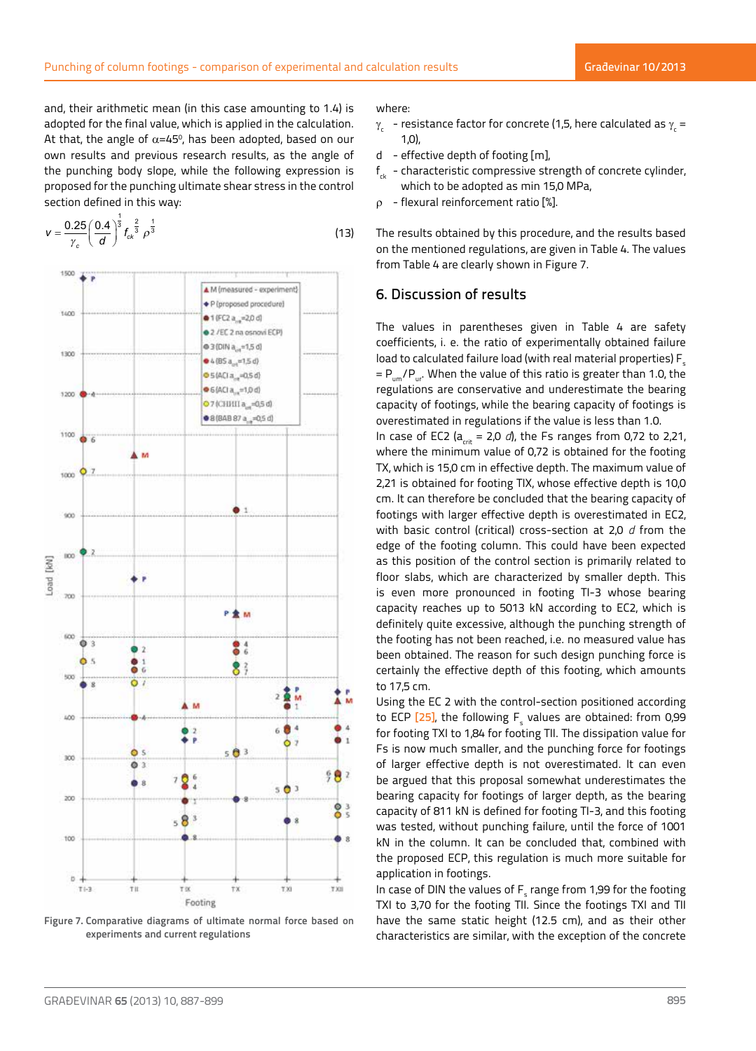and, their arithmetic mean (in this case amounting to 1.4) is adopted for the final value, which is applied in the calculation. At that, the angle of $\alpha$=45°, has been adopted, based on our own results and previous research results, as the angle of the punching body slope, while the following expression is proposed for the punching ultimate shear stress in the control section defined in this way:

$$v = \frac{0.25}{\gamma_c}\left(\frac{0.4}{d}\right)^{\frac{1}{3}} f_{ck}^{\frac{2}{3}} \rho^{\frac{1}{3}} \tag{13}$$

Figure 7. Comparative diagrams of ultimate normal force based on experiments and current regulations

where:

- $\gamma_c$ - resistance factor for concrete (1,5, here calculated as $\gamma_c$ = 1,0),
- d - effective depth of footing [m],
- $f_{ck}$ - characteristic compressive strength of concrete cylinder, which to be adopted as min 15,0 MPa,
- $\rho$ - flexural reinforcement ratio [%].

The results obtained by this procedure, and the results based on the mentioned regulations, are given in Table 4. The values from Table 4 are clearly shown in Figure 7.

## 6. Discussion of results

The values in parentheses given in Table 4 are safety coefficients, i. e. the ratio of experimentally obtained failure load to calculated failure load (with real material properties) $F_s = P_{um}/P_{ur}$. When the value of this ratio is greater than 1.0, the regulations are conservative and underestimate the bearing capacity of footings, while the bearing capacity of footings is overestimated in regulations if the value is less than 1.0.

In case of EC2 ($a_{crit}$ = 2,0 *d*), the Fs ranges from 0,72 to 2,21, where the minimum value of 0,72 is obtained for the footing TX, which is 15,0 cm in effective depth. The maximum value of 2,21 is obtained for footing TIX, whose effective depth is 10,0 cm. It can therefore be concluded that the bearing capacity of footings with larger effective depth is overestimated in EC2, with basic control (critical) cross-section at 2,0 *d* from the edge of the footing column. This could have been expected as this position of the control section is primarily related to floor slabs, which are characterized by smaller depth. This is even more pronounced in footing TI-3 whose bearing capacity reaches up to 5013 kN according to EC2, which is definitely quite excessive, although the punching strength of the footing has not been reached, i.e. no measured value has been obtained. The reason for such design punching force is certainly the effective depth of this footing, which amounts to 17,5 cm.

Using the EC 2 with the control-section positioned according to ECP [25], the following $F_s$ values are obtained: from 0,99 for footing TXI to 1,84 for footing TII. The dissipation value for Fs is now much smaller, and the punching force for footings of larger effective depth is not overestimated. It can even be argued that this proposal somewhat underestimates the bearing capacity for footings of larger depth, as the bearing capacity of 811 kN is defined for footing TI-3, and this footing was tested, without punching failure, until the force of 1001 kN in the column. It can be concluded that, combined with the proposed ECP, this regulation is much more suitable for application in footings.

In case of DIN the values of $F_s$ range from 1,99 for the footing TXI to 3,70 for the footing TII. Since the footings TXI and TII have the same static height (12.5 cm), and as their other characteristics are similar, with the exception of the concrete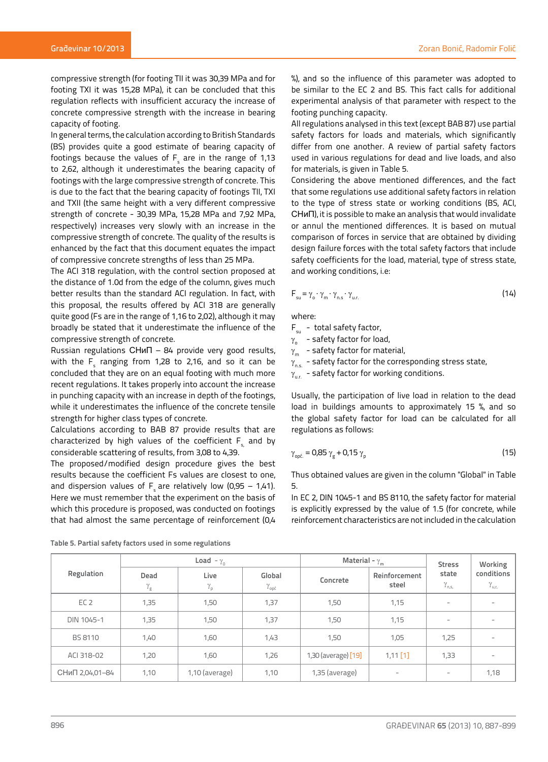compressive strength (for footing TII it was 30,39 MPa and for footing TXI it was 15,28 MPa), it can be concluded that this regulation reflects with insufficient accuracy the increase of concrete compressive strength with the increase in bearing capacity of footing.

In general terms, the calculation according to British Standards (BS) provides quite a good estimate of bearing capacity of footings because the values of $F_s$ are in the range of 1,13 to 2,62, although it underestimates the bearing capacity of footings with the large compressive strength of concrete. This is due to the fact that the bearing capacity of footings TII, TXI and TXII (the same height with a very different compressive strength of concrete - 30,39 MPa, 15,28 MPa and 7,92 MPa, respectively) increases very slowly with an increase in the compressive strength of concrete. The quality of the results is enhanced by the fact that this document equates the impact of compressive concrete strengths of less than 25 MPa.

The ACI 318 regulation, with the control section proposed at the distance of 1.0d from the edge of the column, gives much better results than the standard ACI regulation. In fact, with this proposal, the results offered by ACI 318 are generally quite good (Fs are in the range of 1,16 to 2,02), although it may broadly be stated that it underestimate the influence of the compressive strength of concrete.

Russian regulations СНиП – 84 provide very good results, with the $F_s$ ranging from 1,28 to 2,16, and so it can be concluded that they are on an equal footing with much more recent regulations. It takes properly into account the increase in punching capacity with an increase in depth of the footings, while it underestimates the influence of the concrete tensile strength for higher class types of concrete.

Calculations according to BAB 87 provide results that are characterized by high values of the coefficient $F_s$ and by considerable scattering of results, from 3,08 to 4,39.

The proposed/modified design procedure gives the best results because the coefficient Fs values are closest to one, and dispersion values of $F_s$ are relatively low (0,95 – 1,41). Here we must remember that the experiment on the basis of which this procedure is proposed, was conducted on footings that had almost the same percentage of reinforcement (0,4 %), and so the influence of this parameter was adopted to be similar to the EC 2 and BS. This fact calls for additional experimental analysis of that parameter with respect to the footing punching capacity.

All regulations analysed in this text (except BAB 87) use partial safety factors for loads and materials, which significantly differ from one another. A review of partial safety factors used in various regulations for dead and live loads, and also for materials, is given in Table 5.

Considering the above mentioned differences, and the fact that some regulations use additional safety factors in relation to the type of stress state or working conditions (BS, ACI, СНиП), it is possible to make an analysis that would invalidate or annul the mentioned differences. It is based on mutual comparison of forces in service that are obtained by dividing design failure forces with the total safety factors that include safety coefficients for the load, material, type of stress state, and working conditions, i.e:

$$F_{su} = \gamma_o \cdot \gamma_m \cdot \gamma_{n.s} \cdot \gamma_{u.r.} \tag{14}$$

where:

$F_{su}$ - total safety factor,

$\gamma_o$ - safety factor for load,

$\gamma_m$ - safety factor for material,

$\gamma_{n.s.}$ - safety factor for the corresponding stress state,

$\gamma_{u.r.}$ - safety factor for working conditions.

Usually, the participation of live load in relation to the dead load in buildings amounts to approximately 15 %, and so the global safety factor for load can be calculated for all regulations as follows:

$$\gamma_{opć.} = 0{,}85\,\gamma_g + 0{,}15\,\gamma_p \tag{15}$$

Thus obtained values are given in the column "Global" in Table 5.

In EC 2, DIN 1045-1 and BS 8110, the safety factor for material is explicitly expressed by the value of 1.5 (for concrete, while reinforcement characteristics are not included in the calculation

Table 5. Partial safety factors used in some regulations

| Regulation | Load - $\gamma_0$ | | | Material - $\gamma_m$ | | Stress state $\gamma_{n.s.}$ | Working conditions $\gamma_{u.r.}$ |
|---|---|---|---|---|---|---|---|
| | Dead $\gamma_g$ | Live $\gamma_p$ | Global $\gamma_{opć}$ | Concrete | Reinforcement steel | | |
| EC 2 | 1,35 | 1,50 | 1,37 | 1,50 | 1,15 | - | - |
| DIN 1045-1 | 1,35 | 1,50 | 1,37 | 1,50 | 1,15 | - | - |
| BS 8110 | 1,40 | 1,60 | 1,43 | 1,50 | 1,05 | 1,25 | - |
| ACI 318-02 | 1,20 | 1,60 | 1,26 | 1,30 (average) [19] | 1,11 [1] | 1,33 | - |
| СНиП 2,04,01–84 | 1,10 | 1,10 (average) | 1,10 | 1,35 (average) | - | - | 1,18 |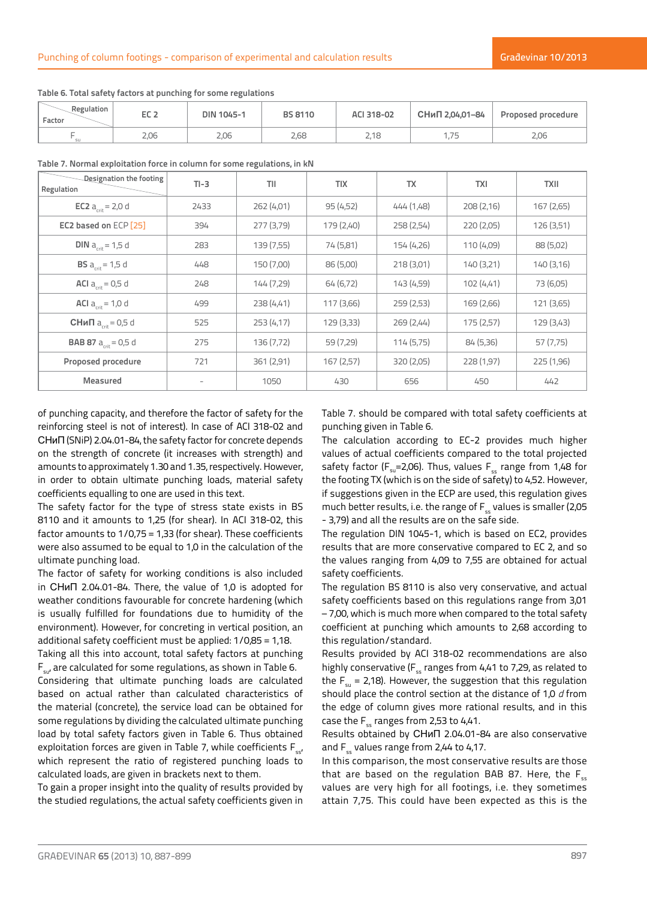Table 6. Total safety factors at punching for some regulations

| Factor \ Regulation | EC 2 | DIN 1045-1 | BS 8110 | ACI 318-02 | СНиП 2,04,01–84 | Proposed procedure |
|---|---|---|---|---|---|---|
| $F_{su}$ | 2,06 | 2,06 | 2,68 | 2,18 | 1,75 | 2,06 |

Table 7. Normal exploitation force in column for some regulations, in kN

| Regulation \ Designation the footing | TI-3 | TII | TIX | TX | TXI | TXII |
|---|---|---|---|---|---|---|
| EC2 $a_{crit}$ = 2,0 d | 2433 | 262 (4,01) | 95 (4,52) | 444 (1,48) | 208 (2,16) | 167 (2,65) |
| EC2 based on ECP [25] | 394 | 277 (3,79) | 179 (2,40) | 258 (2,54) | 220 (2,05) | 126 (3,51) |
| DIN $a_{crit}$ = 1,5 d | 283 | 139 (7,55) | 74 (5,81) | 154 (4,26) | 110 (4,09) | 88 (5,02) |
| BS $a_{crit}$ = 1,5 d | 448 | 150 (7,00) | 86 (5,00) | 218 (3,01) | 140 (3,21) | 140 (3,16) |
| ACI $a_{crit}$ = 0,5 d | 248 | 144 (7,29) | 64 (6,72) | 143 (4,59) | 102 (4,41) | 73 (6,05) |
| ACI $a_{crit}$ = 1,0 d | 499 | 238 (4,41) | 117 (3,66) | 259 (2,53) | 169 (2,66) | 121 (3,65) |
| СНиП $a_{crit}$ = 0,5 d | 525 | 253 (4,17) | 129 (3,33) | 269 (2,44) | 175 (2,57) | 129 (3,43) |
| BAB 87 $a_{crit}$ = 0,5 d | 275 | 136 (7,72) | 59 (7,29) | 114 (5,75) | 84 (5,36) | 57 (7,75) |
| Proposed procedure | 721 | 361 (2,91) | 167 (2,57) | 320 (2,05) | 228 (1,97) | 225 (1,96) |
| Measured | - | 1050 | 430 | 656 | 450 | 442 |

of punching capacity, and therefore the factor of safety for the reinforcing steel is not of interest). In case of ACI 318-02 and СНиП (SNiP) 2.04.01-84, the safety factor for concrete depends on the strength of concrete (it increases with strength) and amounts to approximately 1.30 and 1.35, respectively. However, in order to obtain ultimate punching loads, material safety coefficients equalling to one are used in this text.

The safety factor for the type of stress state exists in BS 8110 and it amounts to 1,25 (for shear). In ACI 318-02, this factor amounts to 1/0,75 = 1,33 (for shear). These coefficients were also assumed to be equal to 1,0 in the calculation of the ultimate punching load.

The factor of safety for working conditions is also included in СНиП 2.04.01-84. There, the value of 1,0 is adopted for weather conditions favourable for concrete hardening (which is usually fulfilled for foundations due to humidity of the environment). However, for concreting in vertical position, an additional safety coefficient must be applied: 1/0,85 = 1,18.

Taking all this into account, total safety factors at punching $F_{su}$, are calculated for some regulations, as shown in Table 6.

Considering that ultimate punching loads are calculated based on actual rather than calculated characteristics of the material (concrete), the service load can be obtained for some regulations by dividing the calculated ultimate punching load by total safety factors given in Table 6. Thus obtained exploitation forces are given in Table 7, while coefficients $F_{ss}$, which represent the ratio of registered punching loads to calculated loads, are given in brackets next to them.

To gain a proper insight into the quality of results provided by the studied regulations, the actual safety coefficients given in Table 7. should be compared with total safety coefficients at punching given in Table 6.

The calculation according to EC-2 provides much higher values of actual coefficients compared to the total projected safety factor ($F_{su}$=2,06). Thus, values $F_{ss}$ range from 1,48 for the footing TX (which is on the side of safety) to 4,52. However, if suggestions given in the ECP are used, this regulation gives much better results, i.e. the range of $F_{ss}$ values is smaller (2,05 - 3,79) and all the results are on the safe side.

The regulation DIN 1045-1, which is based on EC2, provides results that are more conservative compared to EC 2, and so the values ranging from 4,09 to 7,55 are obtained for actual safety coefficients.

The regulation BS 8110 is also very conservative, and actual safety coefficients based on this regulations range from 3,01 – 7,00, which is much more when compared to the total safety coefficient at punching which amounts to 2,68 according to this regulation/standard.

Results provided by ACI 318-02 recommendations are also highly conservative ($F_{ss}$ ranges from 4,41 to 7,29, as related to the $F_{su}$ = 2,18). However, the suggestion that this regulation should place the control section at the distance of 1,0 *d* from the edge of column gives more rational results, and in this case the $F_{ss}$ ranges from 2,53 to 4,41.

Results obtained by СНиП 2.04.01-84 are also conservative and $F_{ss}$ values range from 2,44 to 4,17.

In this comparison, the most conservative results are those that are based on the regulation BAB 87. Here, the $F_{ss}$ values are very high for all footings, i.e. they sometimes attain 7,75. This could have been expected as this is the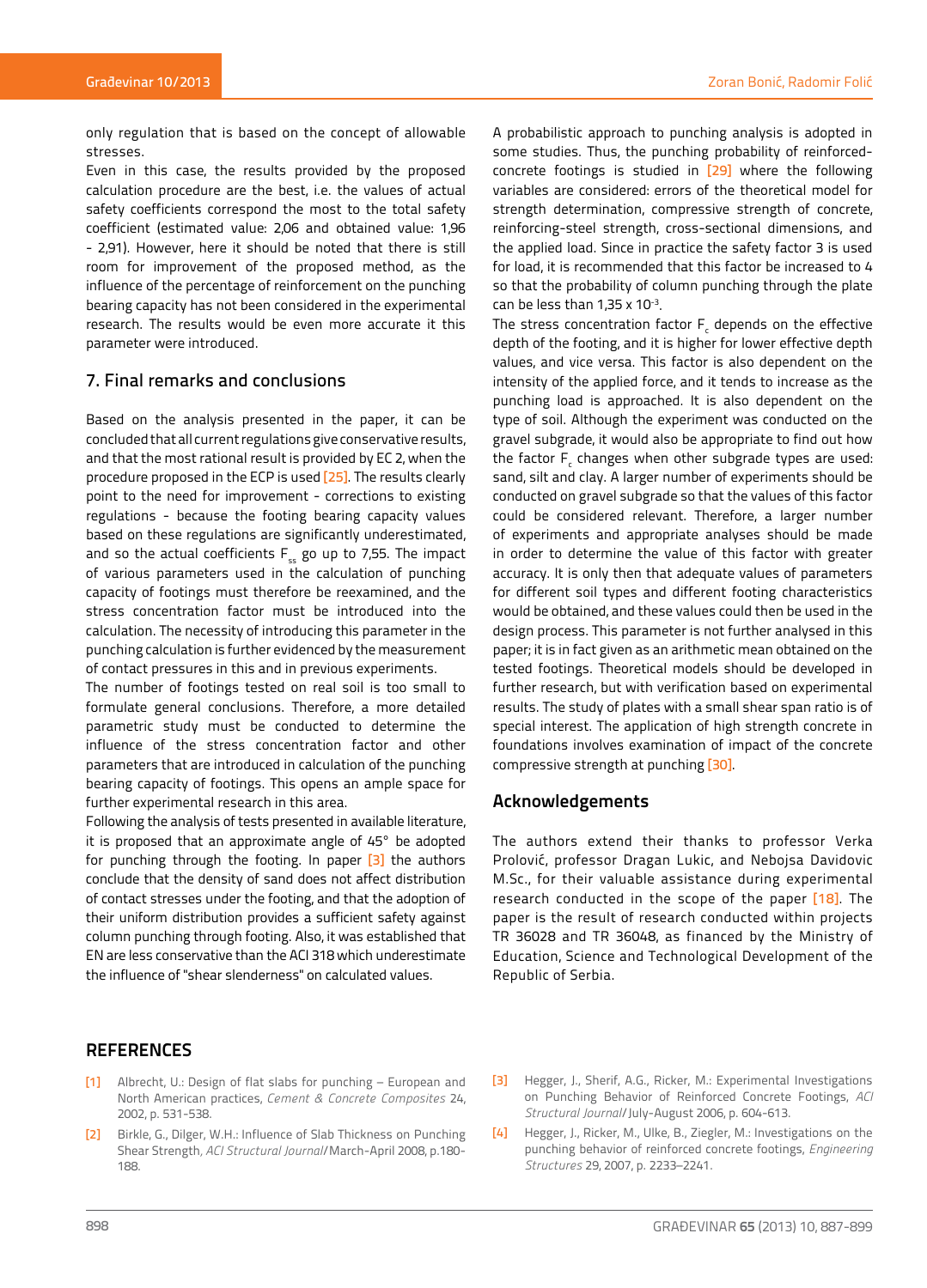only regulation that is based on the concept of allowable stresses.

Even in this case, the results provided by the proposed calculation procedure are the best, i.e. the values of actual safety coefficients correspond the most to the total safety coefficient (estimated value: 2,06 and obtained value: 1,96 - 2,91). However, here it should be noted that there is still room for improvement of the proposed method, as the influence of the percentage of reinforcement on the punching bearing capacity has not been considered in the experimental research. The results would be even more accurate it this parameter were introduced.

## 7. Final remarks and conclusions

Based on the analysis presented in the paper, it can be concluded that all current regulations give conservative results, and that the most rational result is provided by EC 2, when the procedure proposed in the ECP is used [25]. The results clearly point to the need for improvement - corrections to existing regulations - because the footing bearing capacity values based on these regulations are significantly underestimated, and so the actual coefficients $F_{ss}$ go up to 7,55. The impact of various parameters used in the calculation of punching capacity of footings must therefore be reexamined, and the stress concentration factor must be introduced into the calculation. The necessity of introducing this parameter in the punching calculation is further evidenced by the measurement of contact pressures in this and in previous experiments.

The number of footings tested on real soil is too small to formulate general conclusions. Therefore, a more detailed parametric study must be conducted to determine the influence of the stress concentration factor and other parameters that are introduced in calculation of the punching bearing capacity of footings. This opens an ample space for further experimental research in this area.

Following the analysis of tests presented in available literature, it is proposed that an approximate angle of 45° be adopted for punching through the footing. In paper [3] the authors conclude that the density of sand does not affect distribution of contact stresses under the footing, and that the adoption of their uniform distribution provides a sufficient safety against column punching through footing. Also, it was established that EN are less conservative than the ACI 318 which underestimate the influence of "shear slenderness" on calculated values.

A probabilistic approach to punching analysis is adopted in some studies. Thus, the punching probability of reinforced-concrete footings is studied in [29] where the following variables are considered: errors of the theoretical model for strength determination, compressive strength of concrete, reinforcing-steel strength, cross-sectional dimensions, and the applied load. Since in practice the safety factor 3 is used for load, it is recommended that this factor be increased to 4 so that the probability of column punching through the plate can be less than $1{,}35 \times 10^{-3}$.

The stress concentration factor $F_c$ depends on the effective depth of the footing, and it is higher for lower effective depth values, and vice versa. This factor is also dependent on the intensity of the applied force, and it tends to increase as the punching load is approached. It is also dependent on the type of soil. Although the experiment was conducted on the gravel subgrade, it would also be appropriate to find out how the factor $F_c$ changes when other subgrade types are used: sand, silt and clay. A larger number of experiments should be conducted on gravel subgrade so that the values of this factor could be considered relevant. Therefore, a larger number of experiments and appropriate analyses should be made in order to determine the value of this factor with greater accuracy. It is only then that adequate values of parameters for different soil types and different footing characteristics would be obtained, and these values could then be used in the design process. This parameter is not further analysed in this paper; it is in fact given as an arithmetic mean obtained on the tested footings. Theoretical models should be developed in further research, but with verification based on experimental results. The study of plates with a small shear span ratio is of special interest. The application of high strength concrete in foundations involves examination of impact of the concrete compressive strength at punching [30].

## Acknowledgements

The authors extend their thanks to professor Verka Prolović, professor Dragan Lukic, and Nebojsa Davidovic M.Sc., for their valuable assistance during experimental research conducted in the scope of the paper [18]. The paper is the result of research conducted within projects TR 36028 and TR 36048, as financed by the Ministry of Education, Science and Technological Development of the Republic of Serbia.

## REFERENCES

[1] Albrecht, U.: Design of flat slabs for punching – European and North American practices, *Cement & Concrete Composites* 24, 2002, p. 531-538.

[2] Birkle, G., Dilger, W.H.: Influence of Slab Thickness on Punching Shear Strength, *ACI Structural Journal*/ March-April 2008, p.180-188.

[3] Hegger, J., Sherif, A.G., Ricker, M.: Experimental Investigations on Punching Behavior of Reinforced Concrete Footings, *ACI Structural Journal*/ July-August 2006, p. 604-613.

[4] Hegger, J., Ricker, M., Ulke, B., Ziegler, M.: Investigations on the punching behavior of reinforced concrete footings, *Engineering Structures* 29, 2007, p. 2233–2241.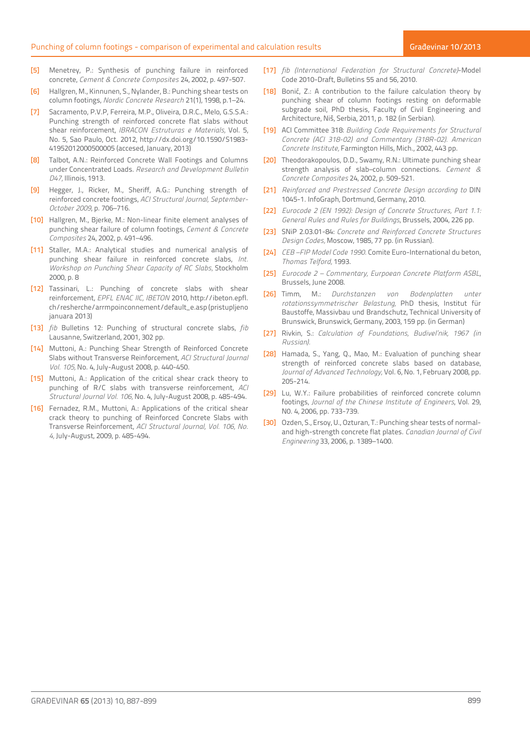[5] Menetrey, P.: Synthesis of punching failure in reinforced concrete, *Cement & Concrete Composites* 24, 2002, p. 497-507.

[6] Hallgren, M., Kinnunen, S., Nylander, B.: Punching shear tests on column footings, *Nordic Concrete Research* 21(1), 1998, p.1–24.

[7] Sacramento, P.V.P, Ferreira, M.P., Oliveira, D.R.C., Melo, G.S.S.A.: Punching strength of reinforced concrete flat slabs without shear reinforcement, *IBRACON Estruturas e Materials,* Vol. 5, No. 5, Sao Paulo, Oct. 2012, http://dx.doi.org/10.1590/S1983-41952012000500005 (accesed, January, 2013)

[8] Talbot, A.N.: Reinforced Concrete Wall Footings and Columns under Concentrated Loads. *Research and Development Bulletin D47,* Illinois, 1913.

[9] Hegger, J., Ricker, M., Sheriff, A.G.: Punching strength of reinforced concrete footings, *ACI Structural Journal, September-October 2009*, p. 706–716.

[10] Hallgren, M., Bjerke, M.: Non-linear finite element analyses of punching shear failure of column footings, *Cement & Concrete Composites* 24, 2002, p. 491–496.

[11] Staller, M.A.: Analytical studies and numerical analysis of punching shear failure in reinforced concrete slabs, *Int. Workshop on Punching Shear Capacity of RC Slabs,* Stockholm 2000, p. 8

[12] Tassinari, L.: Punching of concrete slabs with shear reinforcement, *EPFL ENAC IIC, IBETON* 2010, http://ibeton.epfl.ch/resherche/arrmpoinconnement/default_e.asp (pristupljeno januara 2013)

[13] *fib* Bulletins 12: Punching of structural concrete slabs, *fib* Lausanne, Switzerland, 2001, 302 pp.

[14] Muttoni, A.: Punching Shear Strength of Reinforced Concrete Slabs without Transverse Reinforcement, *ACI Structural Journal Vol. 105,* No. 4, July-August 2008, p. 440-450.

[15] Muttoni, A.: Application of the critical shear crack theory to punching of R/C slabs with transverse reinforcement, *ACI Structural Journal Vol. 106,* No. 4, July-August 2008, p. 485-494.

[16] Fernadez, R.M., Muttoni, A.: Applications of the critical shear crack theory to punching of Reinforced Concrete Slabs with Transverse Reinforcement, *ACI Structural Journal, Vol. 106, No. 4,* July-August, 2009, p. 485-494.

[17] *fib (International Federation for Structural Concrete)*-Model Code 2010-Draft, Bulletins 55 and 56, 2010.

[18] Bonić, Z.: A contribution to the failure calculation theory by punching shear of column footings resting on deformable subgrade soil, PhD thesis, Faculty of Civil Engineering and Architecture, Niš, Serbia, 2011, p. 182 (in Serbian).

[19] ACI Committee 318: *Building Code Requirements for Structural Concrete (ACI 318-02) and Commentary (318R-02). American Concrete Institute,* Farmington Hills, Mich., 2002, 443 pp.

[20] Theodorakopoulos, D.D., Swamy, R.N.: Ultimate punching shear strength analysis of slab–column connections. *Cement & Concrete Composites* 24, 2002, p. 509–521.

[21] *Reinforced and Prestressed Concrete Design according to* DIN 1045-1. InfoGraph, Dortmund, Germany, 2010.

[22] *Eurocode 2 (EN 1992): Design of Concrete Structures, Part 1.1: General Rules and Rules for Buildings*, Brussels, 2004, 226 pp.

[23] SNiP 2.03.01-84: *Concrete and Reinforced Concrete Structures Design Codes,* Moscow, 1985, 77 pp. (in Russian).

[24] *CEB –FIP Model Code 1990.* Comite Euro-International du beton, *Thomas Telford,* 1993.

[25] *Eurocode 2 – Commentary, Eurpoean Concrete Platform ASBL*, Brussels, June 2008.

[26] Timm, M.: *Durchstanzen von Bodenplatten unter rotationssymmetrischer Belastung,* PhD thesis, Institut für Baustoffe, Massivbau und Brandschutz, Technical University of Brunswick, Brunswick, Germany, 2003, 159 pp. (in German)

[27] Rivkin, S.: *Calculation of Foundations, Budivel'nik, 1967 (in Russian).*

[28] Hamada, S., Yang, Q., Mao, M.: Evaluation of punching shear strength of reinforced concrete slabs based on database, *Journal of Advanced Technology,* Vol. 6, No. 1, February 2008, pp. 205-214.

[29] Lu, W.Y.: Failure probabilities of reinforced concrete column footings, *Journal of the Chinese Institute of Engineers*, Vol. 29, N0. 4, 2006, pp. 733-739.

[30] Ozden, S., Ersoy, U., Ozturan, T.: Punching shear tests of normal- and high-strength concrete flat plates. *Canadian Journal of Civil Engineering* 33, 2006, p. 1389–1400.